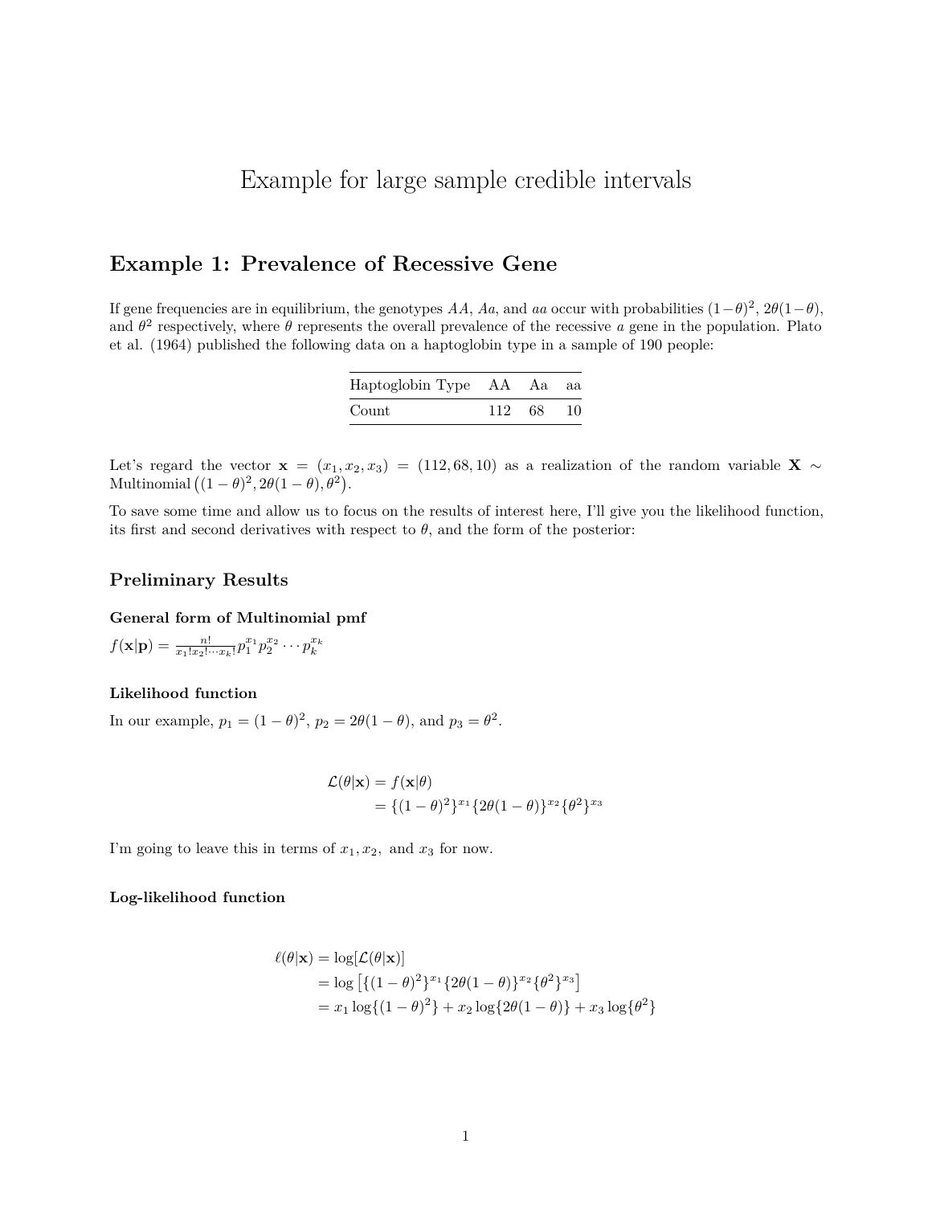# Example for large sample credible intervals

## Example 1: Prevalence of Recessive Gene

If gene frequencies are in equilibrium, the genotypes $AA$, $Aa$, and $aa$ occur with probabilities $(1-\theta)^2$, $2\theta(1-\theta)$, and $\theta^2$ respectively, where $\theta$ represents the overall prevalence of the recessive $a$ gene in the population. Plato et al. (1964) published the following data on a haptoglobin type in a sample of 190 people:

| Haptoglobin Type | AA | Aa | aa |
|---|---|---|---|
| Count | 112 | 68 | 10 |

Let's regard the vector $\mathbf{x} = (x_1, x_2, x_3) = (112, 68, 10)$ as a realization of the random variable $\mathbf{X} \sim \text{Multinomial}\left((1-\theta)^2, 2\theta(1-\theta), \theta^2\right)$.

To save some time and allow us to focus on the results of interest here, I'll give you the likelihood function, its first and second derivatives with respect to $\theta$, and the form of the posterior:

### Preliminary Results

#### General form of Multinomial pmf

$f(\mathbf{x}|\mathbf{p}) = \frac{n!}{x_1!x_2!\cdots x_k!} p_1^{x_1} p_2^{x_2} \cdots p_k^{x_k}$

#### Likelihood function

In our example, $p_1 = (1-\theta)^2$, $p_2 = 2\theta(1-\theta)$, and $p_3 = \theta^2$.

$$
\begin{aligned}
\mathcal{L}(\theta|\mathbf{x}) &= f(\mathbf{x}|\theta) \\
&= \{(1-\theta)^2\}^{x_1}\{2\theta(1-\theta)\}^{x_2}\{\theta^2\}^{x_3}
\end{aligned}
$$

I'm going to leave this in terms of $x_1, x_2,$ and $x_3$ for now.

#### Log-likelihood function

$$
\begin{aligned}
\ell(\theta|\mathbf{x}) &= \log[\mathcal{L}(\theta|\mathbf{x})] \\
&= \log\left[\{(1-\theta)^2\}^{x_1}\{2\theta(1-\theta)\}^{x_2}\{\theta^2\}^{x_3}\right] \\
&= x_1 \log\{(1-\theta)^2\} + x_2 \log\{2\theta(1-\theta)\} + x_3 \log\{\theta^2\}
\end{aligned}
$$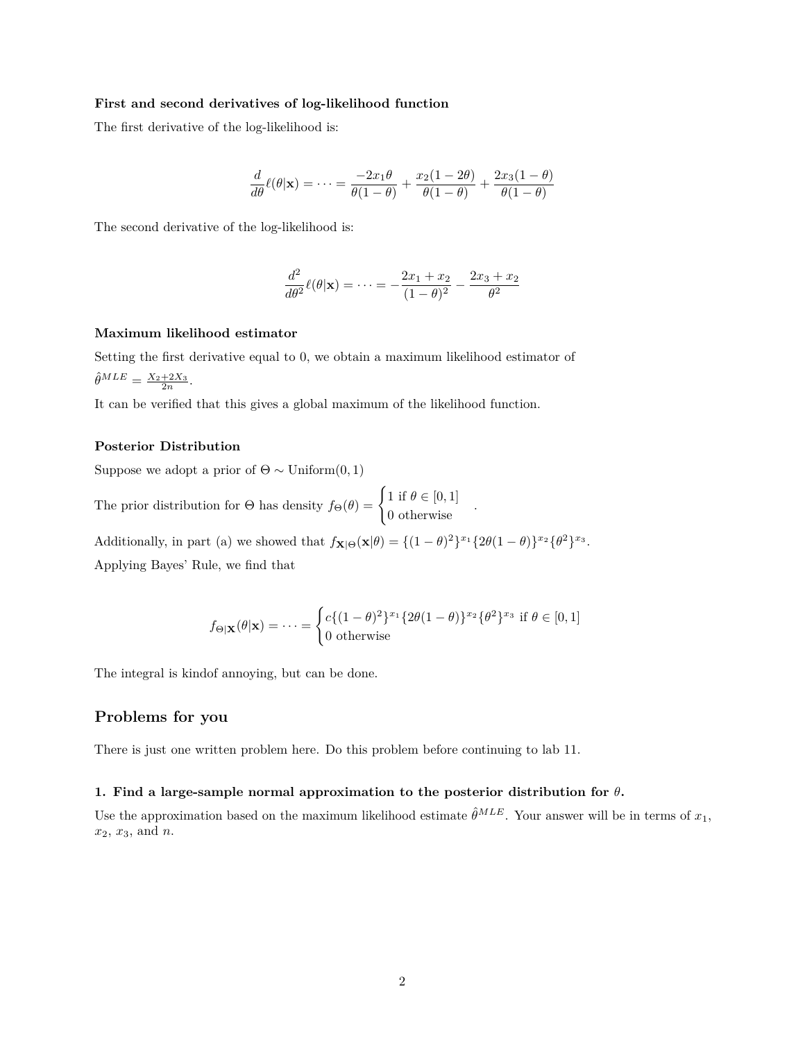#### First and second derivatives of log-likelihood function

The first derivative of the log-likelihood is:

$$\frac{d}{d\theta}\ell(\theta|\mathbf{x}) = \cdots = \frac{-2x_1\theta}{\theta(1-\theta)} + \frac{x_2(1-2\theta)}{\theta(1-\theta)} + \frac{2x_3(1-\theta)}{\theta(1-\theta)}$$

The second derivative of the log-likelihood is:

$$\frac{d^2}{d\theta^2}\ell(\theta|\mathbf{x}) = \cdots = -\frac{2x_1 + x_2}{(1-\theta)^2} - \frac{2x_3 + x_2}{\theta^2}$$

#### Maximum likelihood estimator

Setting the first derivative equal to 0, we obtain a maximum likelihood estimator of $\hat{\theta}^{MLE} = \frac{X_2 + 2X_3}{2n}$.

It can be verified that this gives a global maximum of the likelihood function.

#### Posterior Distribution

Suppose we adopt a prior of $\Theta \sim \text{Uniform}(0, 1)$

The prior distribution for $\Theta$ has density $f_\Theta(\theta) = \begin{cases} 1 \text{ if } \theta \in [0, 1] \\ 0 \text{ otherwise} \end{cases}$.

Additionally, in part (a) we showed that $f_{\mathbf{X}|\Theta}(\mathbf{x}|\theta) = \{(1-\theta)^2\}^{x_1}\{2\theta(1-\theta)\}^{x_2}\{\theta^2\}^{x_3}$.

Applying Bayes' Rule, we find that

$$f_{\Theta|\mathbf{X}}(\theta|\mathbf{x}) = \cdots = \begin{cases} c\{(1-\theta)^2\}^{x_1}\{2\theta(1-\theta)\}^{x_2}\{\theta^2\}^{x_3} \text{ if } \theta \in [0, 1] \\ 0 \text{ otherwise} \end{cases}$$

The integral is kindof annoying, but can be done.

## Problems for you

There is just one written problem here. Do this problem before continuing to lab 11.

#### 1. Find a large-sample normal approximation to the posterior distribution for $\theta$.

Use the approximation based on the maximum likelihood estimate $\hat{\theta}^{MLE}$. Your answer will be in terms of $x_1$, $x_2$, $x_3$, and $n$.